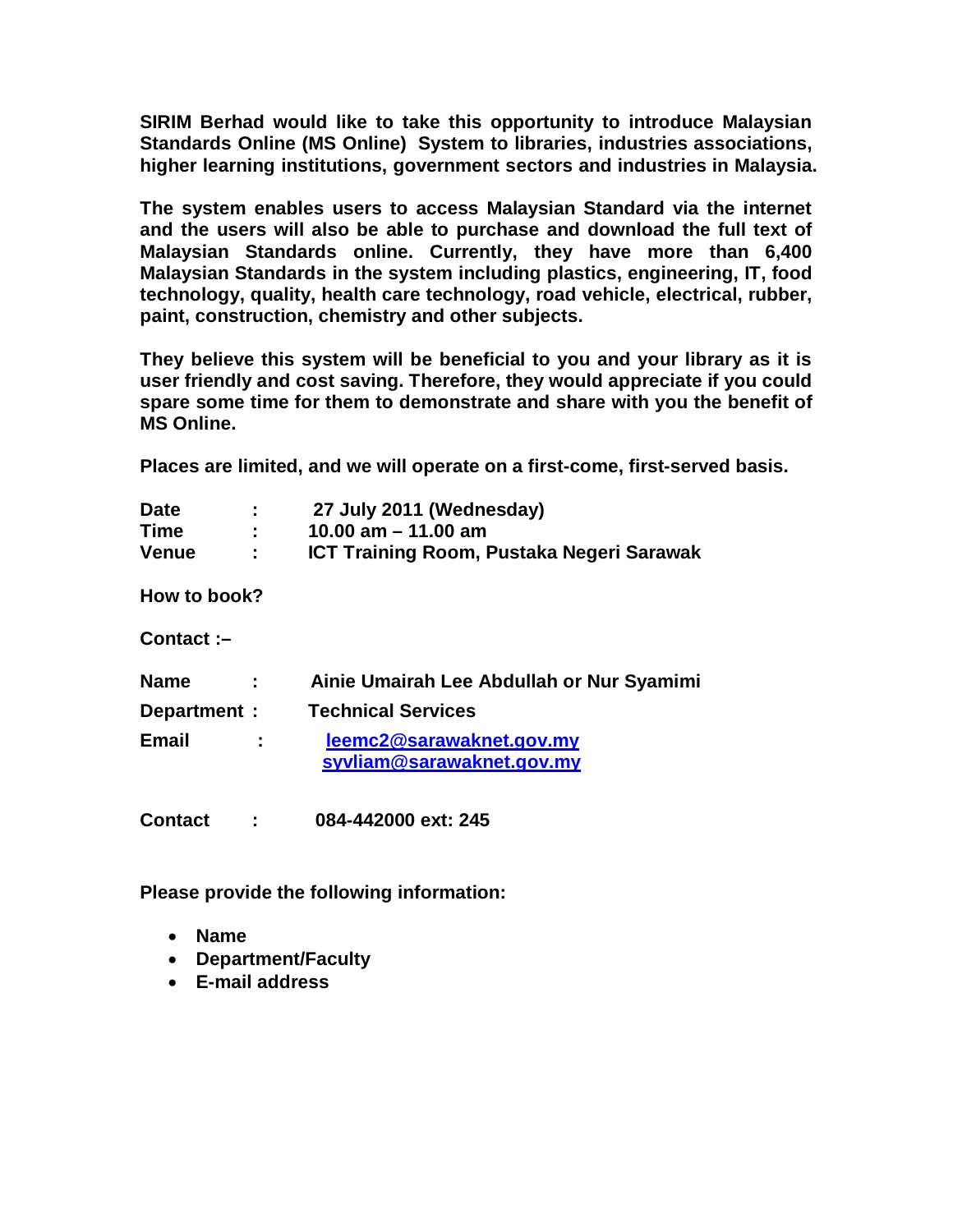**SIRIM Berhad would like to take this opportunity to introduce Malaysian Standards Online (MS Online) System to libraries, industries associations, higher learning institutions, government sectors and industries in Malaysia.**

**The system enables users to access Malaysian Standard via the internet and the users will also be able to purchase and download the full text of Malaysian Standards online. Currently, they have more than 6,400 Malaysian Standards in the system including plastics, engineering, IT, food technology, quality, health care technology, road vehicle, electrical, rubber, paint, construction, chemistry and other subjects.**

**They believe this system will be beneficial to you and your library as it is user friendly and cost saving. Therefore, they would appreciate if you could spare some time for them to demonstrate and share with you the benefit of MS Online.**

**Places are limited, and we will operate on a first-come, first-served basis.**

**Date : 27 July 2011 (Wednesday)**
**Time : 10.00 am – 11.00 am**
**Venue : ICT Training Room, Pustaka Negeri Sarawak**

**How to book?**

**Contact :–**

**Name : Ainie Umairah Lee Abdullah or Nur Syamimi**
**Department : Technical Services**
**Email : leemc2@sarawaknet.gov.my**
**syvliam@sarawaknet.gov.my**

**Contact : 084-442000 ext: 245**

**Please provide the following information:**

- **Name**
- **Department/Faculty**
- **E-mail address**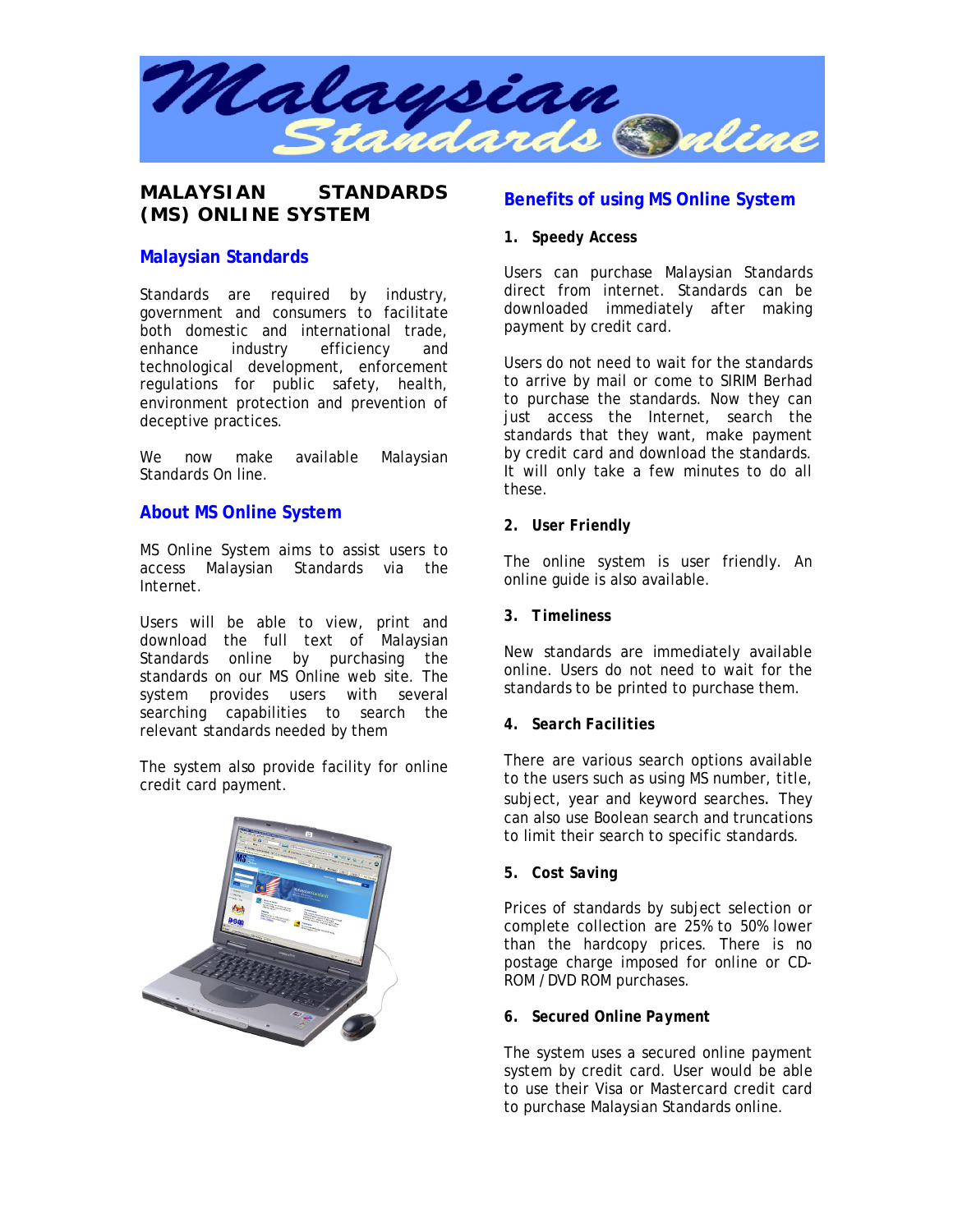# MALAYSIAN STANDARDS (MS) ONLINE SYSTEM

## Malaysian Standards

Standards are required by industry, government and consumers to facilitate both domestic and international trade, enhance industry efficiency and technological development, enforcement regulations for public safety, health, environment protection and prevention of deceptive practices.

We now make available Malaysian Standards On line.

## About MS Online System

MS Online System aims to assist users to access Malaysian Standards via the Internet.

Users will be able to view, print and download the full text of Malaysian Standards online by purchasing the standards on our MS Online web site. The system provides users with several searching capabilities to search the relevant standards needed by them

The system also provide facility for online credit card payment.

## Benefits of using MS Online System

### 1. Speedy Access

Users can purchase Malaysian Standards direct from internet. Standards can be downloaded immediately after making payment by credit card.

Users do not need to wait for the standards to arrive by mail or come to SIRIM Berhad to purchase the standards. Now they can just access the Internet, search the standards that they want, make payment by credit card and download the standards. It will only take a few minutes to do all these.

### 2. User Friendly

The online system is user friendly. An online guide is also available.

### 3. Timeliness

New standards are immediately available online. Users do not need to wait for the standards to be printed to purchase them.

### 4. Search Facilities

There are various search options available to the users such as using MS number, title, subject, year and keyword searches. They can also use Boolean search and truncations to limit their search to specific standards.

### 5. Cost Saving

Prices of standards by subject selection or complete collection are 25% to 50% lower than the hardcopy prices. There is no postage charge imposed for online or CD-ROM / DVD ROM purchases.

### 6. Secured Online Payment

The system uses a secured online payment system by credit card. User would be able to use their Visa or Mastercard credit card to purchase Malaysian Standards online.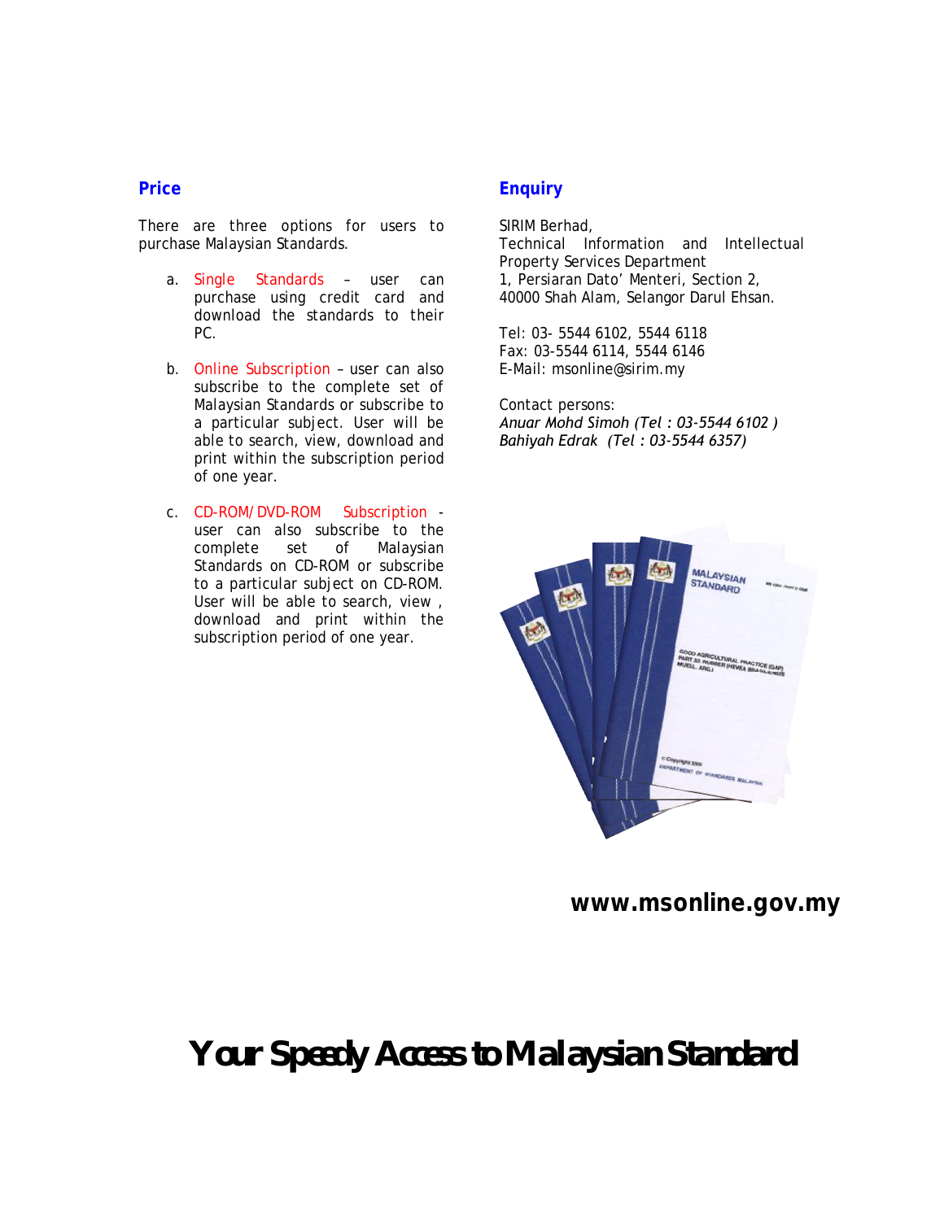## Price

There are three options for users to purchase Malaysian Standards.

a. Single Standards – user can purchase using credit card and download the standards to their PC.

b. Online Subscription – user can also subscribe to the complete set of Malaysian Standards or subscribe to a particular subject. User will be able to search, view, download and print within the subscription period of one year.

c. CD-ROM/DVD-ROM Subscription - user can also subscribe to the complete set of Malaysian Standards on CD-ROM or subscribe to a particular subject on CD-ROM. User will be able to search, view , download and print within the subscription period of one year.

## Enquiry

SIRIM Berhad,
Technical Information and Intellectual Property Services Department
1, Persiaran Dato' Menteri, Section 2,
40000 Shah Alam, Selangor Darul Ehsan.

Tel: 03- 5544 6102, 5544 6118
Fax: 03-5544 6114, 5544 6146
E-Mail: msonline@sirim.my

Contact persons:
*Anuar Mohd Simoh (Tel : 03-5544 6102 )*
*Bahiyah Edrak (Tel : 03-5544 6357)*

**www.msonline.gov.my**

# Your Speedy Access to Malaysian Standard